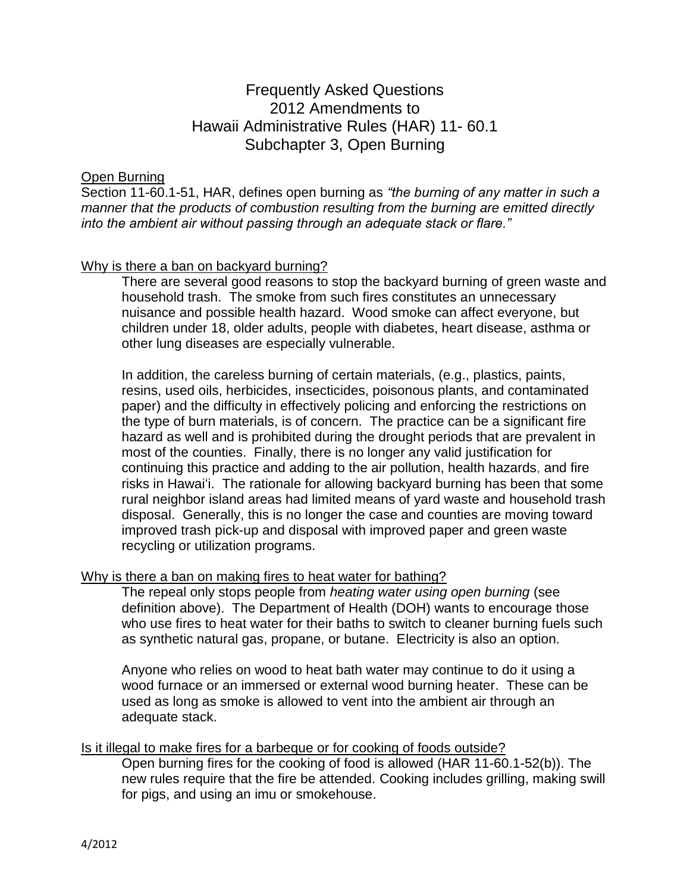# Frequently Asked Questions
# 2012 Amendments to
# Hawaii Administrative Rules (HAR) 11- 60.1
# Subchapter 3, Open Burning

## Open Burning

Section 11-60.1-51, HAR, defines open burning as *"the burning of any matter in such a manner that the products of combustion resulting from the burning are emitted directly into the ambient air without passing through an adequate stack or flare."*

## Why is there a ban on backyard burning?

There are several good reasons to stop the backyard burning of green waste and household trash. The smoke from such fires constitutes an unnecessary nuisance and possible health hazard. Wood smoke can affect everyone, but children under 18, older adults, people with diabetes, heart disease, asthma or other lung diseases are especially vulnerable.

In addition, the careless burning of certain materials, (e.g., plastics, paints, resins, used oils, herbicides, insecticides, poisonous plants, and contaminated paper) and the difficulty in effectively policing and enforcing the restrictions on the type of burn materials, is of concern. The practice can be a significant fire hazard as well and is prohibited during the drought periods that are prevalent in most of the counties. Finally, there is no longer any valid justification for continuing this practice and adding to the air pollution, health hazards, and fire risks in Hawai'i. The rationale for allowing backyard burning has been that some rural neighbor island areas had limited means of yard waste and household trash disposal. Generally, this is no longer the case and counties are moving toward improved trash pick-up and disposal with improved paper and green waste recycling or utilization programs.

## Why is there a ban on making fires to heat water for bathing?

The repeal only stops people from *heating water using open burning* (see definition above). The Department of Health (DOH) wants to encourage those who use fires to heat water for their baths to switch to cleaner burning fuels such as synthetic natural gas, propane, or butane. Electricity is also an option.

Anyone who relies on wood to heat bath water may continue to do it using a wood furnace or an immersed or external wood burning heater. These can be used as long as smoke is allowed to vent into the ambient air through an adequate stack.

## Is it illegal to make fires for a barbeque or for cooking of foods outside?

Open burning fires for the cooking of food is allowed (HAR 11-60.1-52(b)). The new rules require that the fire be attended. Cooking includes grilling, making swill for pigs, and using an imu or smokehouse.

4/2012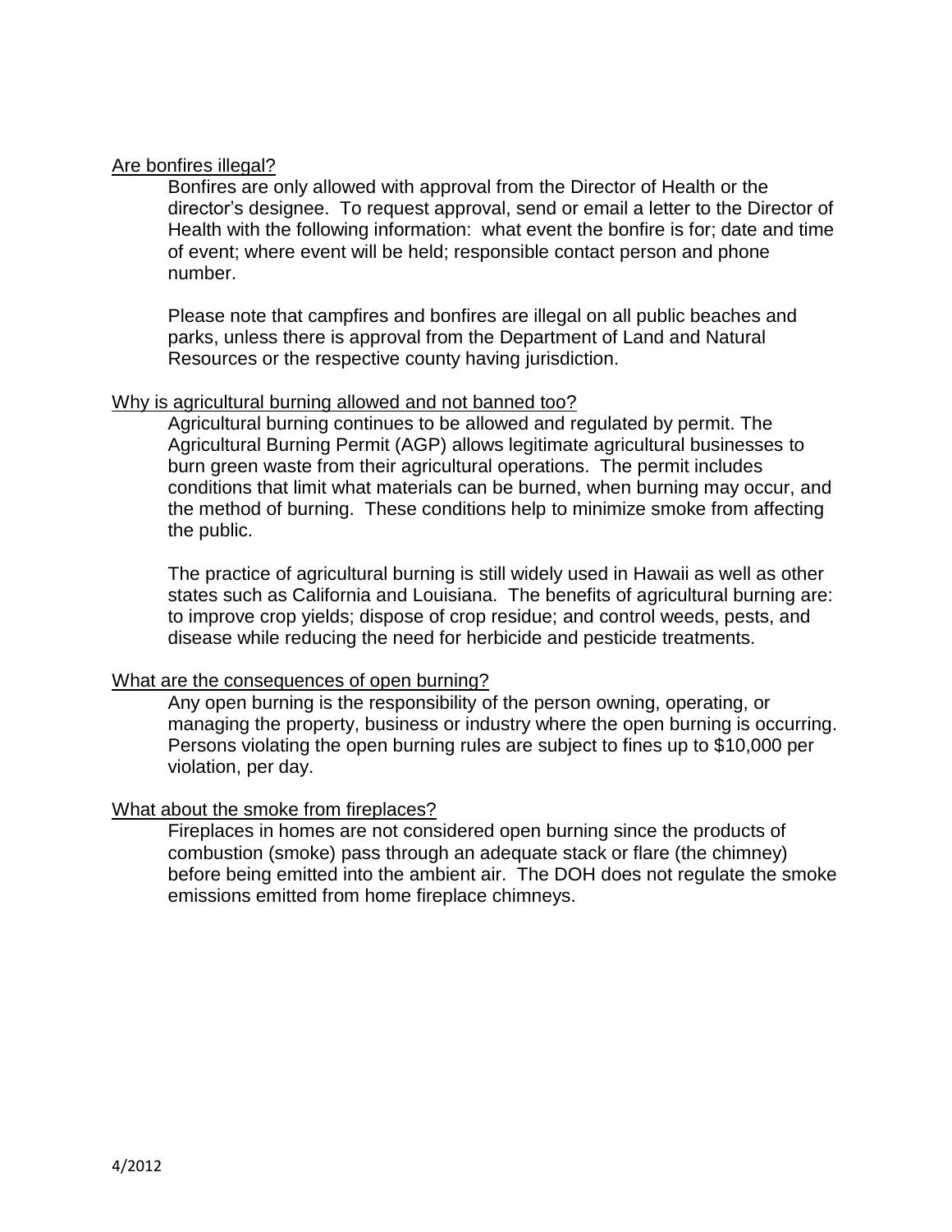Are bonfires illegal?

Bonfires are only allowed with approval from the Director of Health or the director's designee. To request approval, send or email a letter to the Director of Health with the following information: what event the bonfire is for; date and time of event; where event will be held; responsible contact person and phone number.

Please note that campfires and bonfires are illegal on all public beaches and parks, unless there is approval from the Department of Land and Natural Resources or the respective county having jurisdiction.

Why is agricultural burning allowed and not banned too?

Agricultural burning continues to be allowed and regulated by permit. The Agricultural Burning Permit (AGP) allows legitimate agricultural businesses to burn green waste from their agricultural operations. The permit includes conditions that limit what materials can be burned, when burning may occur, and the method of burning. These conditions help to minimize smoke from affecting the public.

The practice of agricultural burning is still widely used in Hawaii as well as other states such as California and Louisiana. The benefits of agricultural burning are: to improve crop yields; dispose of crop residue; and control weeds, pests, and disease while reducing the need for herbicide and pesticide treatments.

What are the consequences of open burning?

Any open burning is the responsibility of the person owning, operating, or managing the property, business or industry where the open burning is occurring. Persons violating the open burning rules are subject to fines up to $10,000 per violation, per day.

What about the smoke from fireplaces?

Fireplaces in homes are not considered open burning since the products of combustion (smoke) pass through an adequate stack or flare (the chimney) before being emitted into the ambient air. The DOH does not regulate the smoke emissions emitted from home fireplace chimneys.

4/2012